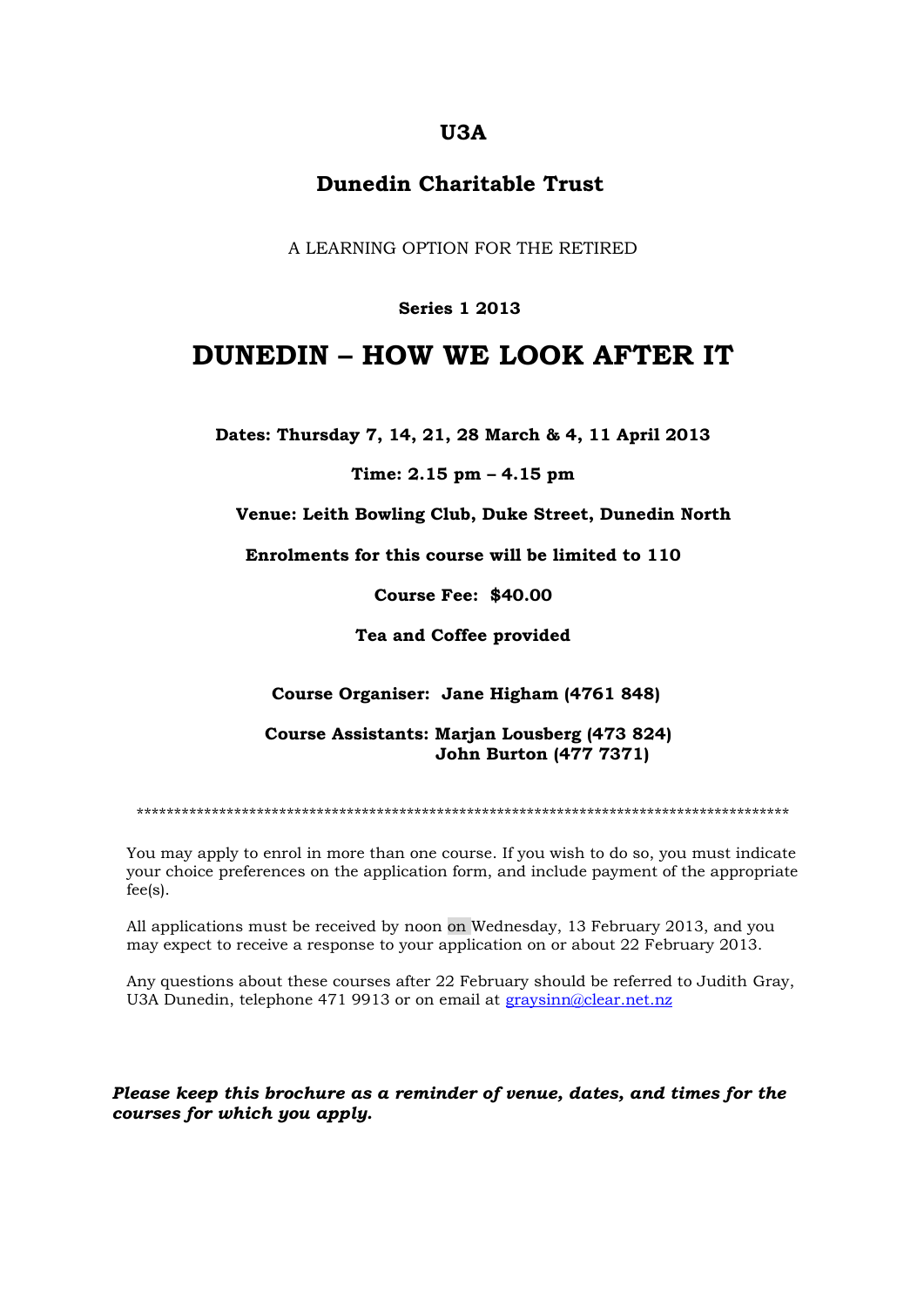# U3A

## Dunedin Charitable Trust

A LEARNING OPTION FOR THE RETIRED

**Series 1 2013**

# DUNEDIN – HOW WE LOOK AFTER IT

**Dates: Thursday 7, 14, 21, 28 March & 4, 11 April 2013**

**Time: 2.15 pm – 4.15 pm**

**Venue: Leith Bowling Club, Duke Street, Dunedin North**

**Enrolments for this course will be limited to 110**

**Course Fee: $40.00**

**Tea and Coffee provided**

**Course Organiser: Jane Higham (4761 848)**

**Course Assistants: Marjan Lousberg (473 824)**
**John Burton (477 7371)**

*****************************************************************************************

You may apply to enrol in more than one course. If you wish to do so, you must indicate your choice preferences on the application form, and include payment of the appropriate fee(s).

All applications must be received by noon on Wednesday, 13 February 2013, and you may expect to receive a response to your application on or about 22 February 2013.

Any questions about these courses after 22 February should be referred to Judith Gray, U3A Dunedin, telephone 471 9913 or on email at graysinn@clear.net.nz

***Please keep this brochure as a reminder of venue, dates, and times for the courses for which you apply.***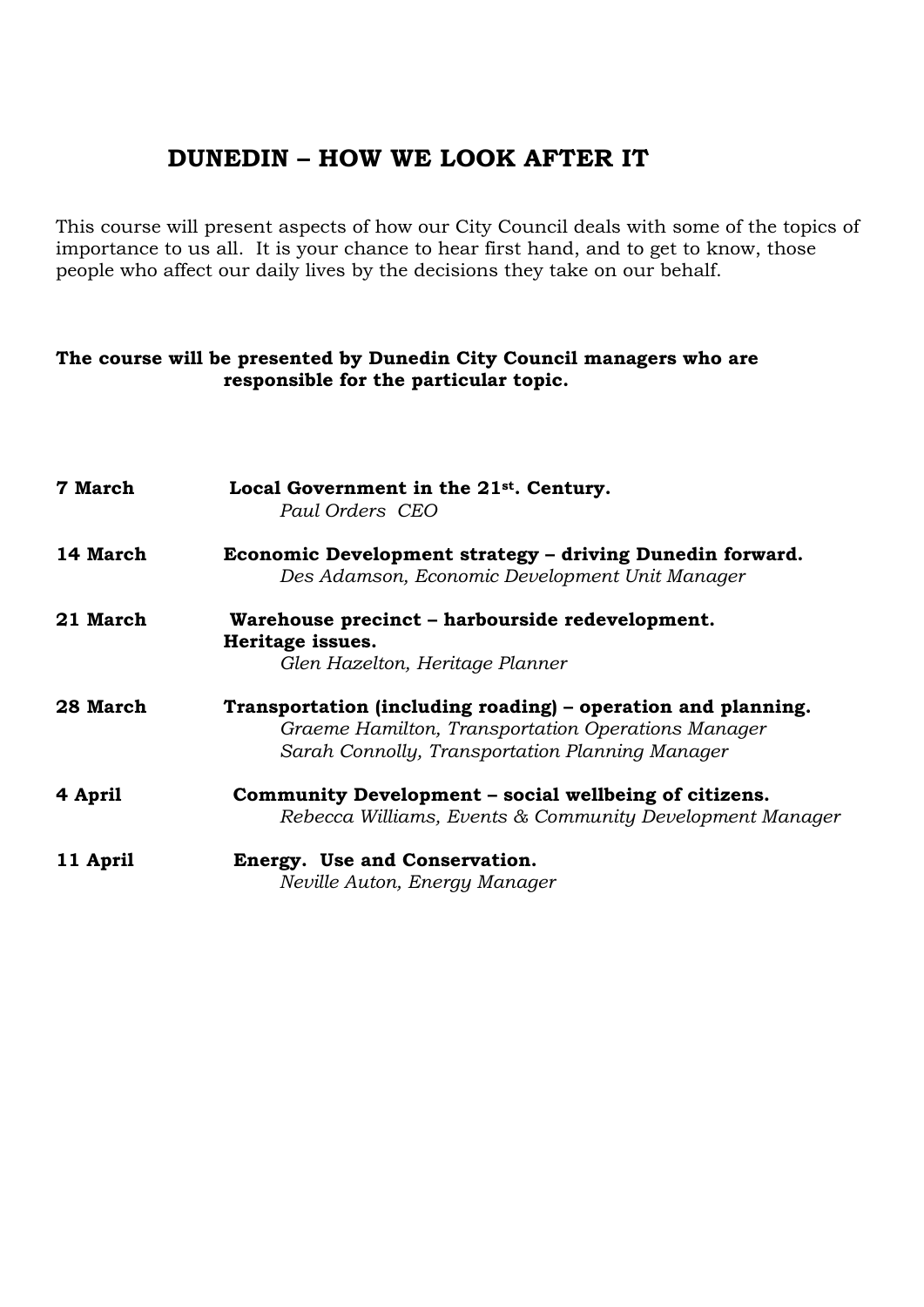# DUNEDIN – HOW WE LOOK AFTER IT

This course will present aspects of how our City Council deals with some of the topics of importance to us all. It is your chance to hear first hand, and to get to know, those people who affect our daily lives by the decisions they take on our behalf.

**The course will be presented by Dunedin City Council managers who are responsible for the particular topic.**

**7 March** — **Local Government in the 21st. Century.**
*Paul Orders CEO*

**14 March** — **Economic Development strategy – driving Dunedin forward.**
*Des Adamson, Economic Development Unit Manager*

**21 March** — **Warehouse precinct – harbourside redevelopment.**
**Heritage issues.**
*Glen Hazelton, Heritage Planner*

**28 March** — **Transportation (including roading) – operation and planning.**
*Graeme Hamilton, Transportation Operations Manager*
*Sarah Connolly, Transportation Planning Manager*

**4 April** — **Community Development – social wellbeing of citizens.**
*Rebecca Williams, Events & Community Development Manager*

**11 April** — **Energy. Use and Conservation.**
*Neville Auton, Energy Manager*